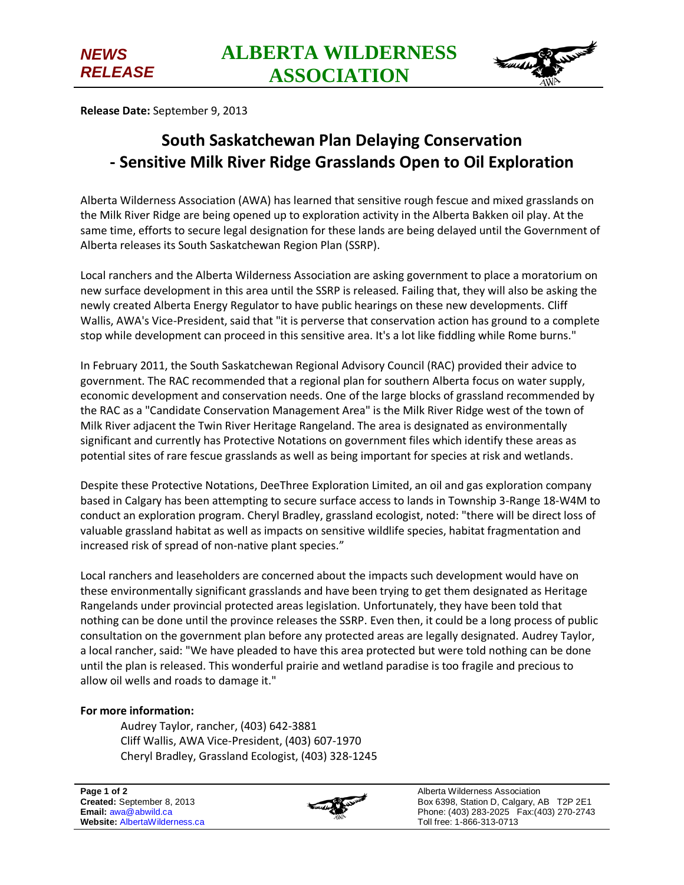**NEWS RELEASE**

# ALBERTA WILDERNESS ASSOCIATION

**Release Date:** September 9, 2013

## South Saskatchewan Plan Delaying Conservation - Sensitive Milk River Ridge Grasslands Open to Oil Exploration

Alberta Wilderness Association (AWA) has learned that sensitive rough fescue and mixed grasslands on the Milk River Ridge are being opened up to exploration activity in the Alberta Bakken oil play. At the same time, efforts to secure legal designation for these lands are being delayed until the Government of Alberta releases its South Saskatchewan Region Plan (SSRP).

Local ranchers and the Alberta Wilderness Association are asking government to place a moratorium on new surface development in this area until the SSRP is released. Failing that, they will also be asking the newly created Alberta Energy Regulator to have public hearings on these new developments. Cliff Wallis, AWA's Vice-President, said that "it is perverse that conservation action has ground to a complete stop while development can proceed in this sensitive area. It's a lot like fiddling while Rome burns."

In February 2011, the South Saskatchewan Regional Advisory Council (RAC) provided their advice to government. The RAC recommended that a regional plan for southern Alberta focus on water supply, economic development and conservation needs. One of the large blocks of grassland recommended by the RAC as a "Candidate Conservation Management Area" is the Milk River Ridge west of the town of Milk River adjacent the Twin River Heritage Rangeland. The area is designated as environmentally significant and currently has Protective Notations on government files which identify these areas as potential sites of rare fescue grasslands as well as being important for species at risk and wetlands.

Despite these Protective Notations, DeeThree Exploration Limited, an oil and gas exploration company based in Calgary has been attempting to secure surface access to lands in Township 3-Range 18-W4M to conduct an exploration program. Cheryl Bradley, grassland ecologist, noted: "there will be direct loss of valuable grassland habitat as well as impacts on sensitive wildlife species, habitat fragmentation and increased risk of spread of non-native plant species."

Local ranchers and leaseholders are concerned about the impacts such development would have on these environmentally significant grasslands and have been trying to get them designated as Heritage Rangelands under provincial protected areas legislation. Unfortunately, they have been told that nothing can be done until the province releases the SSRP. Even then, it could be a long process of public consultation on the government plan before any protected areas are legally designated. Audrey Taylor, a local rancher, said: "We have pleaded to have this area protected but were told nothing can be done until the plan is released. This wonderful prairie and wetland paradise is too fragile and precious to allow oil wells and roads to damage it."

**For more information:**

Audrey Taylor, rancher, (403) 642-3881
Cliff Wallis, AWA Vice-President, (403) 607-1970
Cheryl Bradley, Grassland Ecologist, (403) 328-1245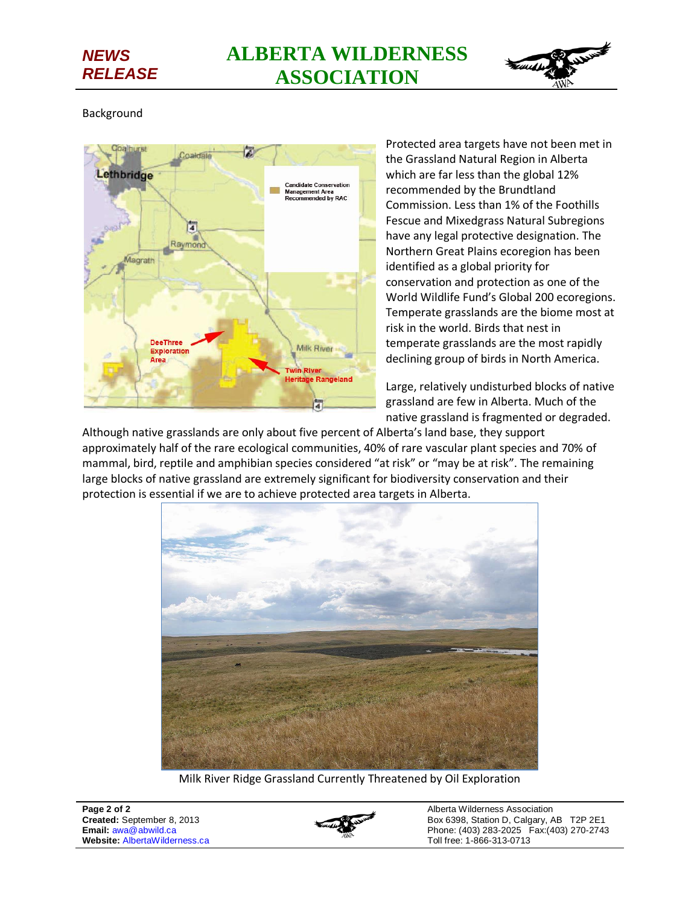# NEWS RELEASE

# ALBERTA WILDERNESS ASSOCIATION

Background

Candidate Conservation Management Area Recommended by RAC

DeeThree Exploration Area

Twin River Heritage Rangeland

Protected area targets have not been met in the Grassland Natural Region in Alberta which are far less than the global 12% recommended by the Brundtland Commission. Less than 1% of the Foothills Fescue and Mixedgrass Natural Subregions have any legal protective designation. The Northern Great Plains ecoregion has been identified as a global priority for conservation and protection as one of the World Wildlife Fund's Global 200 ecoregions. Temperate grasslands are the biome most at risk in the world. Birds that nest in temperate grasslands are the most rapidly declining group of birds in North America.

Large, relatively undisturbed blocks of native grassland are few in Alberta. Much of the native grassland is fragmented or degraded. Although native grasslands are only about five percent of Alberta's land base, they support approximately half of the rare ecological communities, 40% of rare vascular plant species and 70% of mammal, bird, reptile and amphibian species considered "at risk" or "may be at risk". The remaining large blocks of native grassland are extremely significant for biodiversity conservation and their protection is essential if we are to achieve protected area targets in Alberta.

Milk River Ridge Grassland Currently Threatened by Oil Exploration

**Created:** September 8, 2013
**Email:** awa@abwild.ca
**Website:** AlbertaWilderness.ca

Alberta Wilderness Association
Box 6398, Station D, Calgary, AB T2P 2E1
Phone: (403) 283-2025 Fax:(403) 270-2743
Toll free: 1-866-313-0713